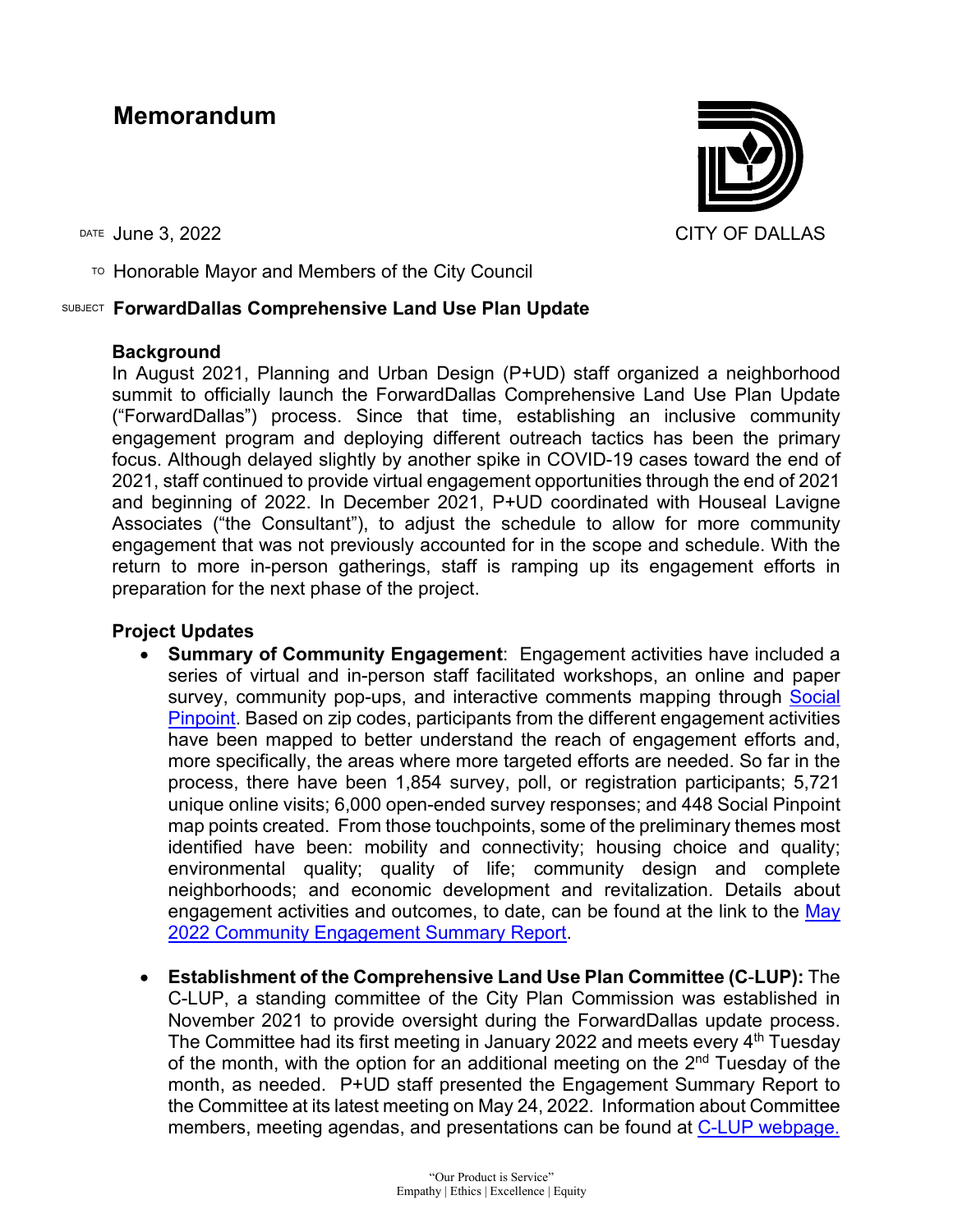# Memorandum

CITY OF DALLAS

DATE June 3, 2022

TO Honorable Mayor and Members of the City Council

SUBJECT **ForwardDallas Comprehensive Land Use Plan Update**

## Background

In August 2021, Planning and Urban Design (P+UD) staff organized a neighborhood summit to officially launch the ForwardDallas Comprehensive Land Use Plan Update ("ForwardDallas") process. Since that time, establishing an inclusive community engagement program and deploying different outreach tactics has been the primary focus. Although delayed slightly by another spike in COVID-19 cases toward the end of 2021, staff continued to provide virtual engagement opportunities through the end of 2021 and beginning of 2022. In December 2021, P+UD coordinated with Houseal Lavigne Associates ("the Consultant"), to adjust the schedule to allow for more community engagement that was not previously accounted for in the scope and schedule. With the return to more in-person gatherings, staff is ramping up its engagement efforts in preparation for the next phase of the project.

## Project Updates

- **Summary of Community Engagement**: Engagement activities have included a series of virtual and in-person staff facilitated workshops, an online and paper survey, community pop-ups, and interactive comments mapping through Social Pinpoint. Based on zip codes, participants from the different engagement activities have been mapped to better understand the reach of engagement efforts and, more specifically, the areas where more targeted efforts are needed. So far in the process, there have been 1,854 survey, poll, or registration participants; 5,721 unique online visits; 6,000 open-ended survey responses; and 448 Social Pinpoint map points created. From those touchpoints, some of the preliminary themes most identified have been: mobility and connectivity; housing choice and quality; environmental quality; quality of life; community design and complete neighborhoods; and economic development and revitalization. Details about engagement activities and outcomes, to date, can be found at the link to the May 2022 Community Engagement Summary Report.

- **Establishment of the Comprehensive Land Use Plan Committee (C-LUP):** The C-LUP, a standing committee of the City Plan Commission was established in November 2021 to provide oversight during the ForwardDallas update process. The Committee had its first meeting in January 2022 and meets every 4th Tuesday of the month, with the option for an additional meeting on the 2nd Tuesday of the month, as needed. P+UD staff presented the Engagement Summary Report to the Committee at its latest meeting on May 24, 2022. Information about Committee members, meeting agendas, and presentations can be found at C-LUP webpage.

"Our Product is Service"
Empathy | Ethics | Excellence | Equity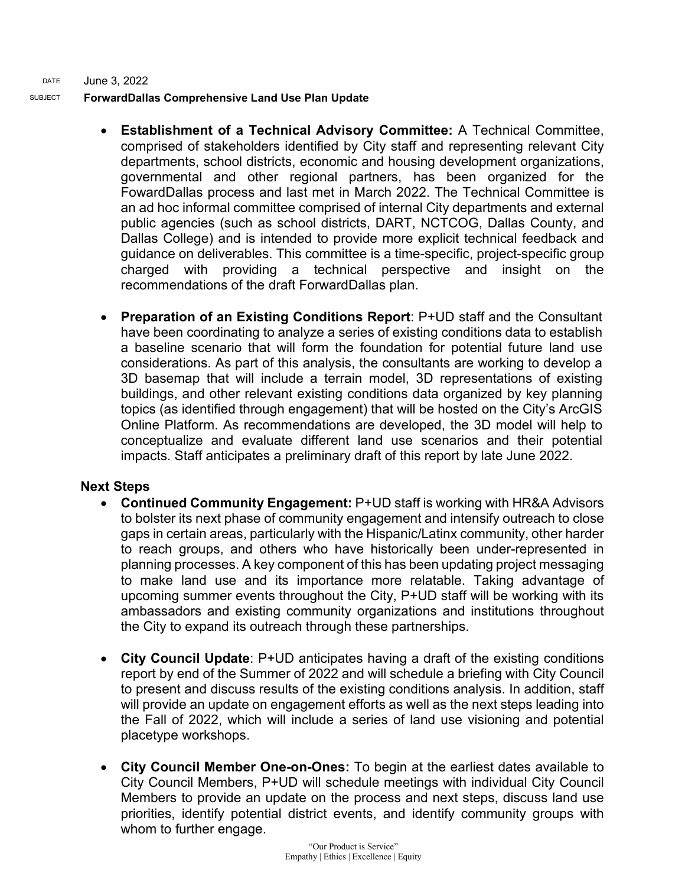- **Establishment of a Technical Advisory Committee:** A Technical Committee, comprised of stakeholders identified by City staff and representing relevant City departments, school districts, economic and housing development organizations, governmental and other regional partners, has been organized for the FowardDallas process and last met in March 2022. The Technical Committee is an ad hoc informal committee comprised of internal City departments and external public agencies (such as school districts, DART, NCTCOG, Dallas County, and Dallas College) and is intended to provide more explicit technical feedback and guidance on deliverables. This committee is a time-specific, project-specific group charged with providing a technical perspective and insight on the recommendations of the draft ForwardDallas plan.

- **Preparation of an Existing Conditions Report**: P+UD staff and the Consultant have been coordinating to analyze a series of existing conditions data to establish a baseline scenario that will form the foundation for potential future land use considerations. As part of this analysis, the consultants are working to develop a 3D basemap that will include a terrain model, 3D representations of existing buildings, and other relevant existing conditions data organized by key planning topics (as identified through engagement) that will be hosted on the City's ArcGIS Online Platform. As recommendations are developed, the 3D model will help to conceptualize and evaluate different land use scenarios and their potential impacts. Staff anticipates a preliminary draft of this report by late June 2022.

**Next Steps**

- **Continued Community Engagement:** P+UD staff is working with HR&A Advisors to bolster its next phase of community engagement and intensify outreach to close gaps in certain areas, particularly with the Hispanic/Latinx community, other harder to reach groups, and others who have historically been under-represented in planning processes. A key component of this has been updating project messaging to make land use and its importance more relatable. Taking advantage of upcoming summer events throughout the City, P+UD staff will be working with its ambassadors and existing community organizations and institutions throughout the City to expand its outreach through these partnerships.

- **City Council Update**: P+UD anticipates having a draft of the existing conditions report by end of the Summer of 2022 and will schedule a briefing with City Council to present and discuss results of the existing conditions analysis. In addition, staff will provide an update on engagement efforts as well as the next steps leading into the Fall of 2022, which will include a series of land use visioning and potential placetype workshops.

- **City Council Member One-on-Ones:** To begin at the earliest dates available to City Council Members, P+UD will schedule meetings with individual City Council Members to provide an update on the process and next steps, discuss land use priorities, identify potential district events, and identify community groups with whom to further engage.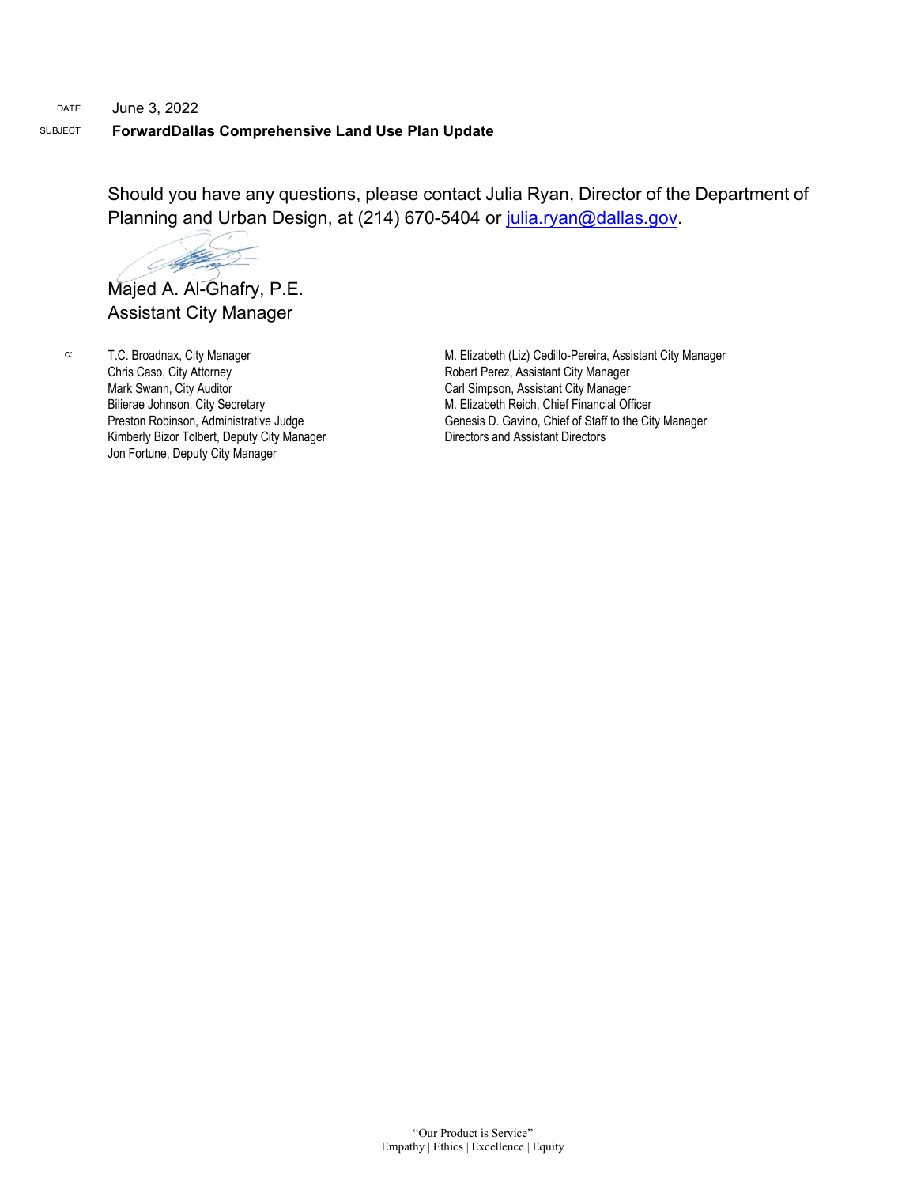DATE June 3, 2022

SUBJECT **ForwardDallas Comprehensive Land Use Plan Update**

Should you have any questions, please contact Julia Ryan, Director of the Department of Planning and Urban Design, at (214) 670-5404 or julia.ryan@dallas.gov.

Majed A. Al-Ghafry, P.E.
Assistant City Manager

c:
T.C. Broadnax, City Manager
Chris Caso, City Attorney
Mark Swann, City Auditor
Bilierae Johnson, City Secretary
Preston Robinson, Administrative Judge
Kimberly Bizor Tolbert, Deputy City Manager
Jon Fortune, Deputy City Manager
M. Elizabeth (Liz) Cedillo-Pereira, Assistant City Manager
Robert Perez, Assistant City Manager
Carl Simpson, Assistant City Manager
M. Elizabeth Reich, Chief Financial Officer
Genesis D. Gavino, Chief of Staff to the City Manager
Directors and Assistant Directors

"Our Product is Service"
Empathy | Ethics | Excellence | Equity